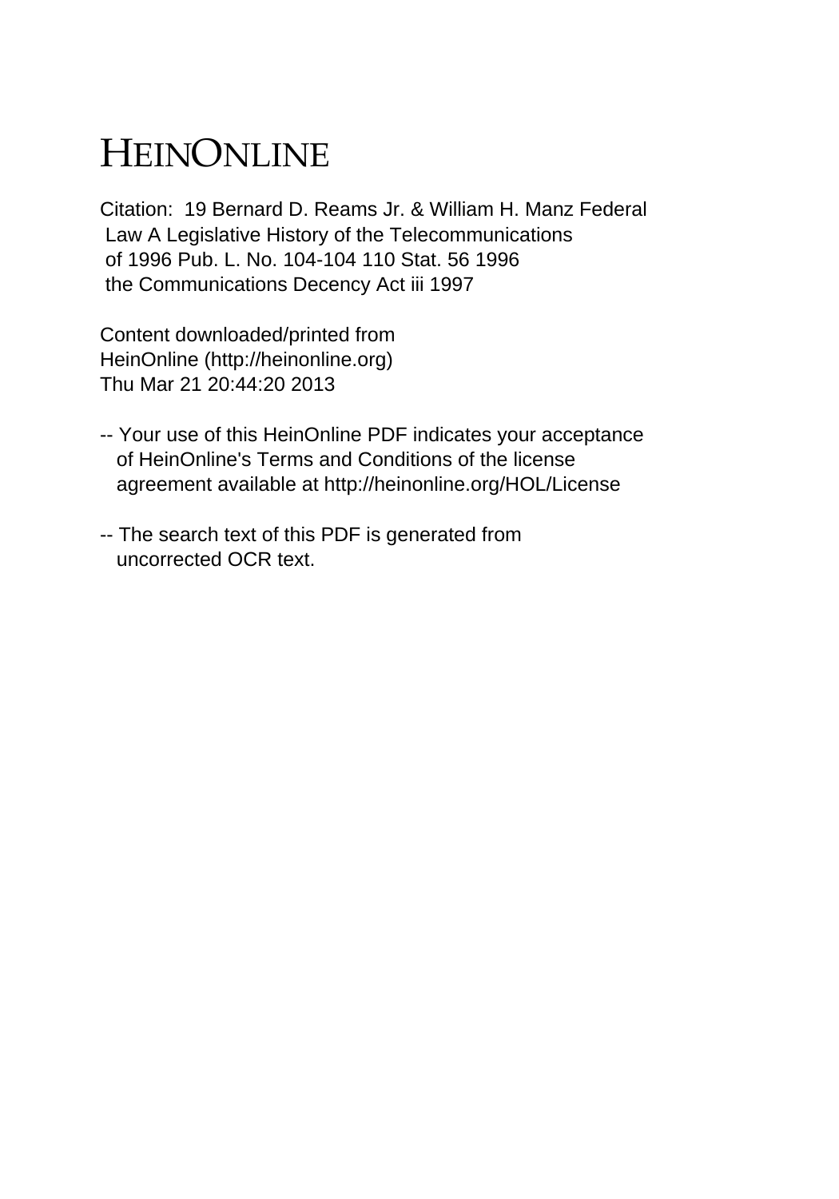# HEINONLINE

Citation: 19 Bernard D. Reams Jr. & William H. Manz Federal Law A Legislative History of the Telecommunications of 1996 Pub. L. No. 104-104 110 Stat. 56 1996 the Communications Decency Act iii 1997

Content downloaded/printed from HeinOnline (http://heinonline.org)
Thu Mar 21 20:44:20 2013

-- Your use of this HeinOnline PDF indicates your acceptance of HeinOnline's Terms and Conditions of the license agreement available at http://heinonline.org/HOL/License

-- The search text of this PDF is generated from uncorrected OCR text.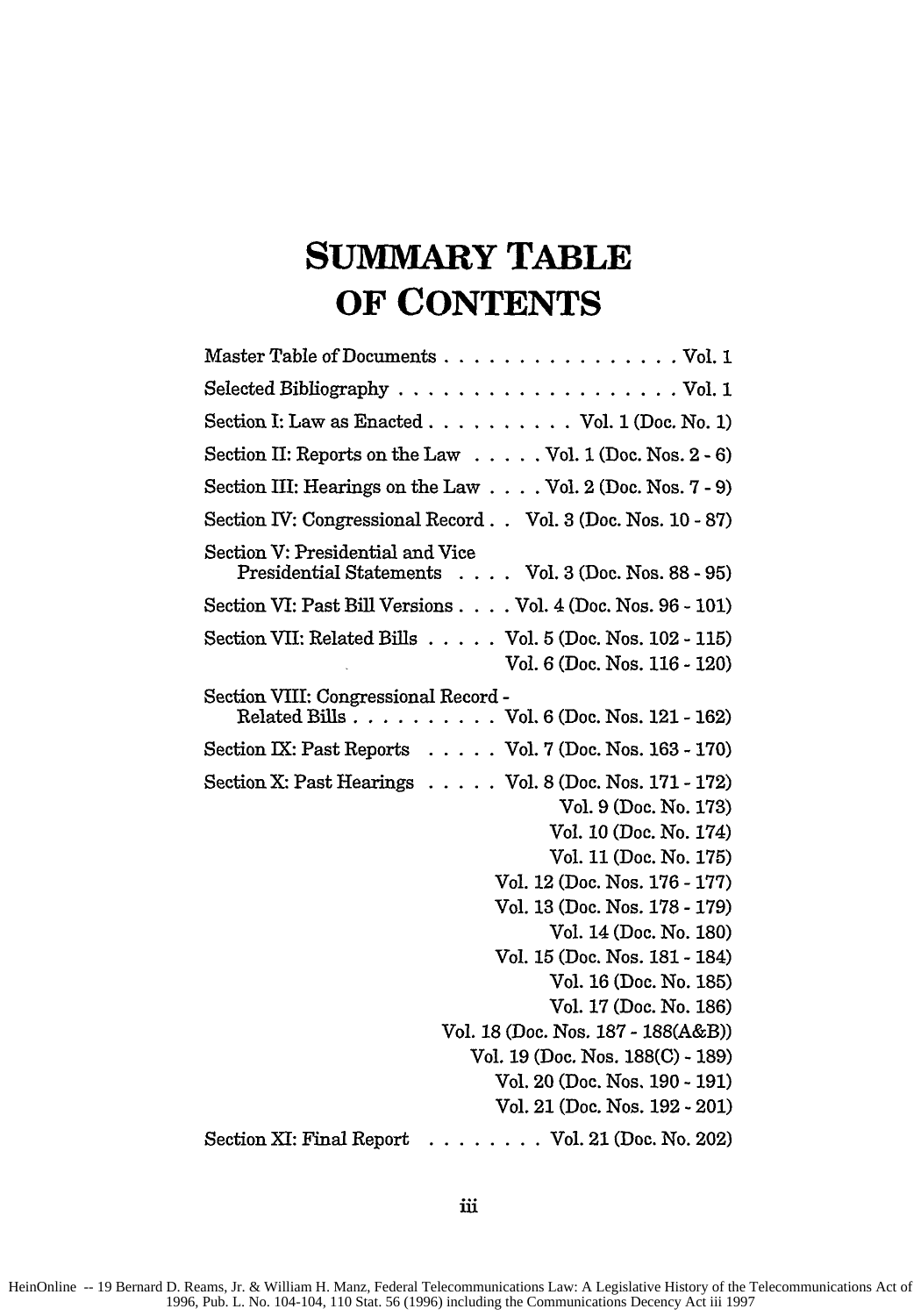# SUMMARY TABLE OF CONTENTS

| | |
|---|---|
| Master Table of Documents | Vol. 1 |
| Selected Bibliography | Vol. 1 |
| Section I: Law as Enacted | Vol. 1 (Doc. No. 1) |
| Section II: Reports on the Law | Vol. 1 (Doc. Nos. 2 - 6) |
| Section III: Hearings on the Law | Vol. 2 (Doc. Nos. 7 - 9) |
| Section IV: Congressional Record | Vol. 3 (Doc. Nos. 10 - 87) |
| Section V: Presidential and Vice Presidential Statements | Vol. 3 (Doc. Nos. 88 - 95) |
| Section VI: Past Bill Versions | Vol. 4 (Doc. Nos. 96 - 101) |
| Section VII: Related Bills | Vol. 5 (Doc. Nos. 102 - 115) |
| | Vol. 6 (Doc. Nos. 116 - 120) |
| Section VIII: Congressional Record - Related Bills | Vol. 6 (Doc. Nos. 121 - 162) |
| Section IX: Past Reports | Vol. 7 (Doc. Nos. 163 - 170) |
| Section X: Past Hearings | Vol. 8 (Doc. Nos. 171 - 172) |
| | Vol. 9 (Doc. No. 173) |
| | Vol. 10 (Doc. No. 174) |
| | Vol. 11 (Doc. No. 175) |
| | Vol. 12 (Doc. Nos. 176 - 177) |
| | Vol. 13 (Doc. Nos. 178 - 179) |
| | Vol. 14 (Doc. No. 180) |
| | Vol. 15 (Doc. Nos. 181 - 184) |
| | Vol. 16 (Doc. No. 185) |
| | Vol. 17 (Doc. No. 186) |
| | Vol. 18 (Doc. Nos. 187 - 188(A&B)) |
| | Vol. 19 (Doc. Nos. 188(C) - 189) |
| | Vol. 20 (Doc. Nos. 190 - 191) |
| | Vol. 21 (Doc. Nos. 192 - 201) |
| Section XI: Final Report | Vol. 21 (Doc. No. 202) |